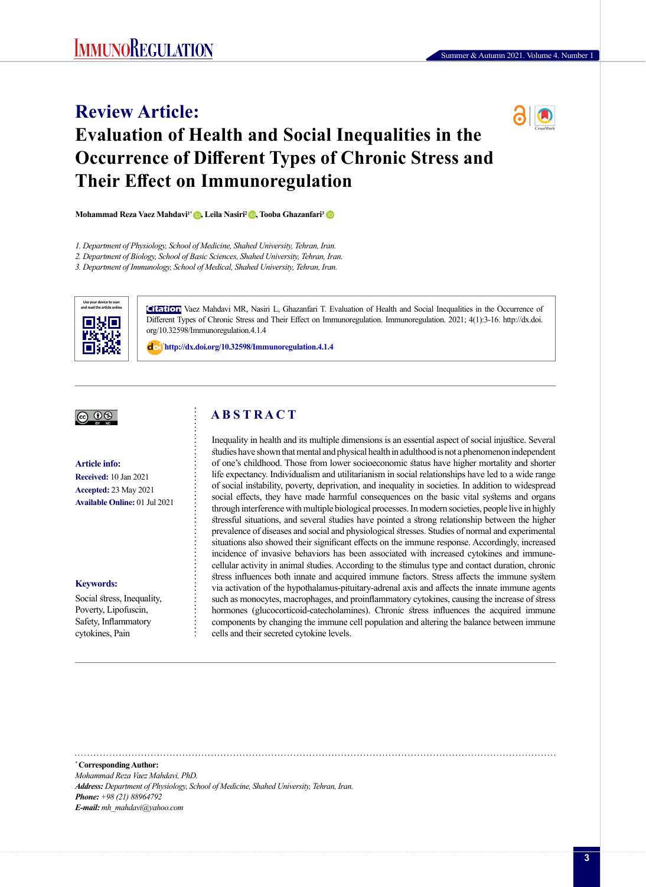# Review Article:
# Evaluation of Health and Social Inequalities in the Occurrence of Different Types of Chronic Stress and Their Effect on Immunoregulation

**Mohammad Reza Vaez Mahdavi[1*], Leila Nasiri[2], Tooba Ghazanfari[3]**

*1. Department of Physiology, School of Medicine, Shahed University, Tehran, Iran.*
*2. Department of Biology, School of Basic Sciences, Shahed University, Tehran, Iran.*
*3. Department of Immunology, School of Medical, Shahed University, Tehran, Iran.*

**Citation** Vaez Mahdavi MR, Nasiri L, Ghazanfari T. Evaluation of Health and Social Inequalities in the Occurrence of Different Types of Chronic Stress and Their Effect on Immunoregulation. Immunoregulation. 2021; 4(1):3-16. http://dx.doi.org/10.32598/Immunoregulation.4.1.4

http://dx.doi.org/10.32598/Immunoregulation.4.1.4

**Article info:**
**Received:** 10 Jan 2021
**Accepted:** 23 May 2021
**Available Online:** 01 Jul 2021

**Keywords:**
Social stress, Inequality, Poverty, Lipofuscin, Safety, Inflammatory cytokines, Pain

## ABSTRACT

Inequality in health and its multiple dimensions is an essential aspect of social injustice. Several studies have shown that mental and physical health in adulthood is not a phenomenon independent of one's childhood. Those from lower socioeconomic status have higher mortality and shorter life expectancy. Individualism and utilitarianism in social relationships have led to a wide range of social instability, poverty, deprivation, and inequality in societies. In addition to widespread social effects, they have made harmful consequences on the basic vital systems and organs through interference with multiple biological processes. In modern societies, people live in highly stressful situations, and several studies have pointed a strong relationship between the higher prevalence of diseases and social and physiological stresses. Studies of normal and experimental situations also showed their significant effects on the immune response. Accordingly, increased incidence of invasive behaviors has been associated with increased cytokines and immune-cellular activity in animal studies. According to the stimulus type and contact duration, chronic stress influences both innate and acquired immune factors. Stress affects the immune system via activation of the hypothalamus-pituitary-adrenal axis and affects the innate immune agents such as monocytes, macrophages, and proinflammatory cytokines, causing the increase of stress hormones (glucocorticoid-catecholamines). Chronic stress influences the acquired immune components by changing the immune cell population and altering the balance between immune cells and their secreted cytokine levels.

---

**[*] Corresponding Author:**
*Mohammad Reza Vaez Mahdavi, PhD.*
***Address:*** *Department of Physiology, School of Medicine, Shahed University, Tehran, Iran.*
***Phone:*** *+98 (21) 88964792*
***E-mail:*** *mh_mahdavi@yahoo.com*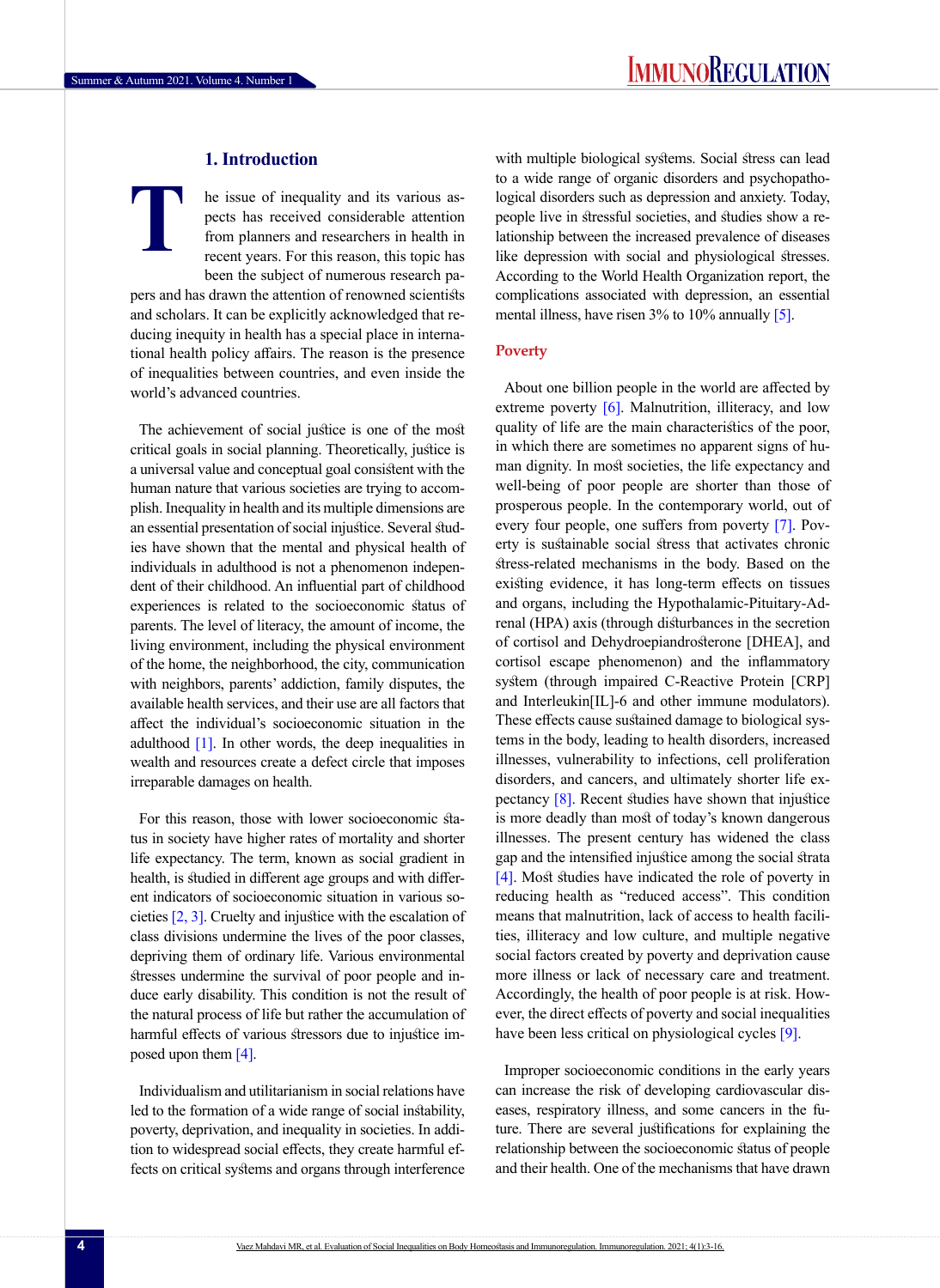## 1. Introduction

The issue of inequality and its various aspects has received considerable attention from planners and researchers in health in recent years. For this reason, this topic has been the subject of numerous research papers and has drawn the attention of renowned scientists and scholars. It can be explicitly acknowledged that reducing inequity in health has a special place in international health policy affairs. The reason is the presence of inequalities between countries, and even inside the world's advanced countries.

The achievement of social justice is one of the most critical goals in social planning. Theoretically, justice is a universal value and conceptual goal consistent with the human nature that various societies are trying to accomplish. Inequality in health and its multiple dimensions are an essential presentation of social injustice. Several studies have shown that the mental and physical health of individuals in adulthood is not a phenomenon independent of their childhood. An influential part of childhood experiences is related to the socioeconomic status of parents. The level of literacy, the amount of income, the living environment, including the physical environment of the home, the neighborhood, the city, communication with neighbors, parents' addiction, family disputes, the available health services, and their use are all factors that affect the individual's socioeconomic situation in the adulthood [1]. In other words, the deep inequalities in wealth and resources create a defect circle that imposes irreparable damages on health.

For this reason, those with lower socioeconomic status in society have higher rates of mortality and shorter life expectancy. The term, known as social gradient in health, is studied in different age groups and with different indicators of socioeconomic situation in various societies [2, 3]. Cruelty and injustice with the escalation of class divisions undermine the lives of the poor classes, depriving them of ordinary life. Various environmental stresses undermine the survival of poor people and induce early disability. This condition is not the result of the natural process of life but rather the accumulation of harmful effects of various stressors due to injustice imposed upon them [4].

Individualism and utilitarianism in social relations have led to the formation of a wide range of social instability, poverty, deprivation, and inequality in societies. In addition to widespread social effects, they create harmful effects on critical systems and organs through interference with multiple biological systems. Social stress can lead to a wide range of organic disorders and psychopathological disorders such as depression and anxiety. Today, people live in stressful societies, and studies show a relationship between the increased prevalence of diseases like depression with social and physiological stresses. According to the World Health Organization report, the complications associated with depression, an essential mental illness, have risen 3% to 10% annually [5].

### Poverty

About one billion people in the world are affected by extreme poverty [6]. Malnutrition, illiteracy, and low quality of life are the main characteristics of the poor, in which there are sometimes no apparent signs of human dignity. In most societies, the life expectancy and well-being of poor people are shorter than those of prosperous people. In the contemporary world, out of every four people, one suffers from poverty [7]. Poverty is sustainable social stress that activates chronic stress-related mechanisms in the body. Based on the existing evidence, it has long-term effects on tissues and organs, including the Hypothalamic-Pituitary-Adrenal (HPA) axis (through disturbances in the secretion of cortisol and Dehydroepiandrosterone [DHEA], and cortisol escape phenomenon) and the inflammatory system (through impaired C-Reactive Protein [CRP] and Interleukin[IL]-6 and other immune modulators). These effects cause sustained damage to biological systems in the body, leading to health disorders, increased illnesses, vulnerability to infections, cell proliferation disorders, and cancers, and ultimately shorter life expectancy [8]. Recent studies have shown that injustice is more deadly than most of today's known dangerous illnesses. The present century has widened the class gap and the intensified injustice among the social strata [4]. Most studies have indicated the role of poverty in reducing health as "reduced access". This condition means that malnutrition, lack of access to health facilities, illiteracy and low culture, and multiple negative social factors created by poverty and deprivation cause more illness or lack of necessary care and treatment. Accordingly, the health of poor people is at risk. However, the direct effects of poverty and social inequalities have been less critical on physiological cycles [9].

Improper socioeconomic conditions in the early years can increase the risk of developing cardiovascular diseases, respiratory illness, and some cancers in the future. There are several justifications for explaining the relationship between the socioeconomic status of people and their health. One of the mechanisms that have drawn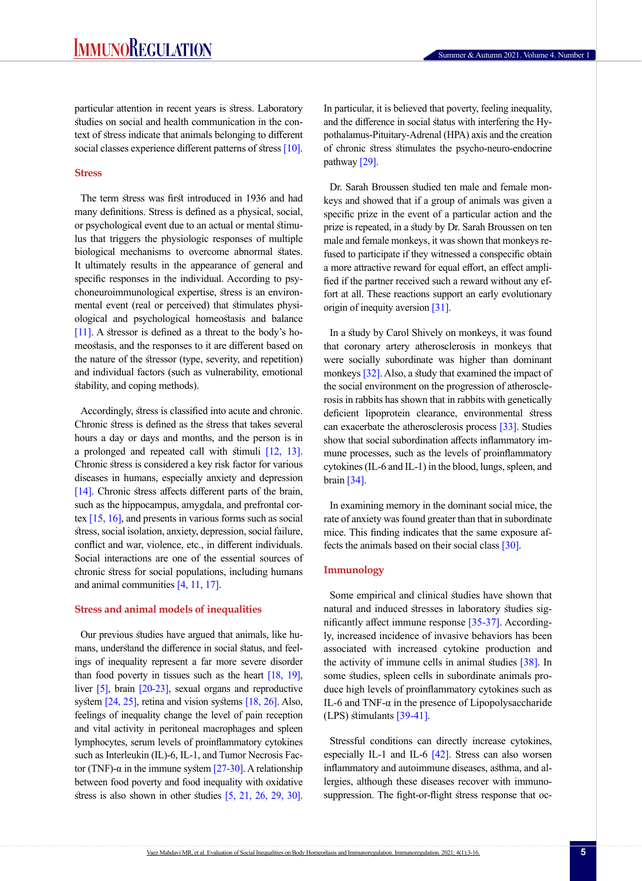particular attention in recent years is stress. Laboratory studies on social and health communication in the context of stress indicate that animals belonging to different social classes experience different patterns of stress [10].

## Stress

The term stress was first introduced in 1936 and had many definitions. Stress is defined as a physical, social, or psychological event due to an actual or mental stimulus that triggers the physiologic responses of multiple biological mechanisms to overcome abnormal states. It ultimately results in the appearance of general and specific responses in the individual. According to psychoneuroimmunological expertise, stress is an environmental event (real or perceived) that stimulates physiological and psychological homeostasis and balance [11]. A stressor is defined as a threat to the body's homeostasis, and the responses to it are different based on the nature of the stressor (type, severity, and repetition) and individual factors (such as vulnerability, emotional stability, and coping methods).

Accordingly, stress is classified into acute and chronic. Chronic stress is defined as the stress that takes several hours a day or days and months, and the person is in a prolonged and repeated call with stimuli [12, 13]. Chronic stress is considered a key risk factor for various diseases in humans, especially anxiety and depression [14]. Chronic stress affects different parts of the brain, such as the hippocampus, amygdala, and prefrontal cortex [15, 16], and presents in various forms such as social stress, social isolation, anxiety, depression, social failure, conflict and war, violence, etc., in different individuals. Social interactions are one of the essential sources of chronic stress for social populations, including humans and animal communities [4, 11, 17].

## Stress and animal models of inequalities

Our previous studies have argued that animals, like humans, understand the difference in social status, and feelings of inequality represent a far more severe disorder than food poverty in tissues such as the heart [18, 19], liver [5], brain [20-23], sexual organs and reproductive system [24, 25], retina and vision systems [18, 26]. Also, feelings of inequality change the level of pain reception and vital activity in peritoneal macrophages and spleen lymphocytes, serum levels of proinflammatory cytokines such as Interleukin (IL)-6, IL-1, and Tumor Necrosis Factor (TNF)-α in the immune system [27-30]. A relationship between food poverty and food inequality with oxidative stress is also shown in other studies [5, 21, 26, 29, 30]. In particular, it is believed that poverty, feeling inequality, and the difference in social status with interfering the Hypothalamus-Pituitary-Adrenal (HPA) axis and the creation of chronic stress stimulates the psycho-neuro-endocrine pathway [29].

Dr. Sarah Broussen studied ten male and female monkeys and showed that if a group of animals was given a specific prize in the event of a particular action and the prize is repeated, in a study by Dr. Sarah Broussen on ten male and female monkeys, it was shown that monkeys refused to participate if they witnessed a conspecific obtain a more attractive reward for equal effort, an effect amplified if the partner received such a reward without any effort at all. These reactions support an early evolutionary origin of inequity aversion [31].

In a study by Carol Shively on monkeys, it was found that coronary artery atherosclerosis in monkeys that were socially subordinate was higher than dominant monkeys [32]. Also, a study that examined the impact of the social environment on the progression of atherosclerosis in rabbits has shown that in rabbits with genetically deficient lipoprotein clearance, environmental stress can exacerbate the atherosclerosis process [33]. Studies show that social subordination affects inflammatory immune processes, such as the levels of proinflammatory cytokines (IL-6 and IL-1) in the blood, lungs, spleen, and brain [34].

In examining memory in the dominant social mice, the rate of anxiety was found greater than that in subordinate mice. This finding indicates that the same exposure affects the animals based on their social class [30].

## Immunology

Some empirical and clinical studies have shown that natural and induced stresses in laboratory studies significantly affect immune response [35-37]. Accordingly, increased incidence of invasive behaviors has been associated with increased cytokine production and the activity of immune cells in animal studies [38]. In some studies, spleen cells in subordinate animals produce high levels of proinflammatory cytokines such as IL-6 and TNF-α in the presence of Lipopolysaccharide (LPS) stimulants [39-41].

Stressful conditions can directly increase cytokines, especially IL-1 and IL-6 [42]. Stress can also worsen inflammatory and autoimmune diseases, asthma, and allergies, although these diseases recover with immunosuppression. The fight-or-flight stress response that oc-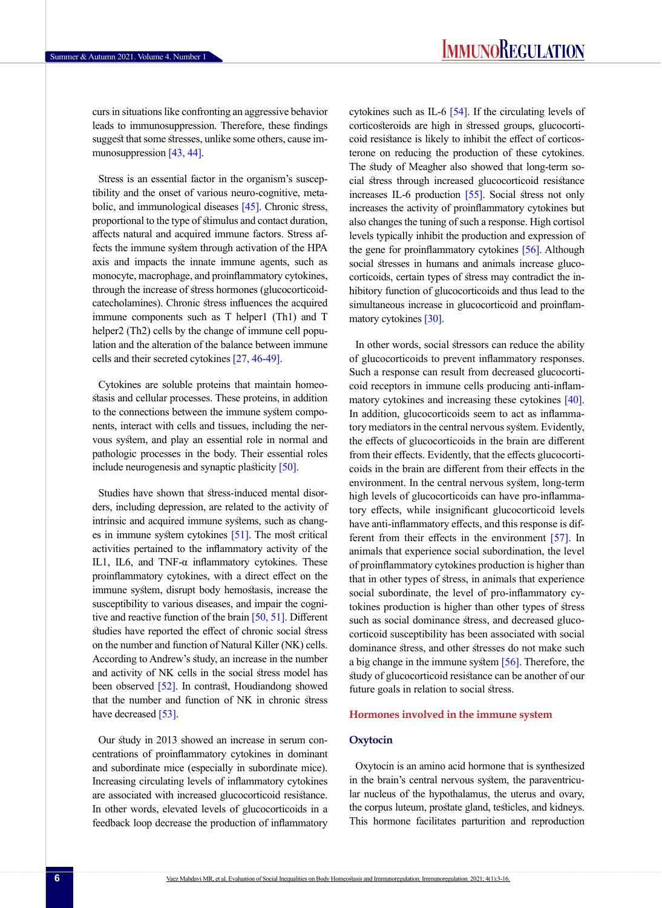curs in situations like confronting an aggressive behavior leads to immunosuppression. Therefore, these findings suggest that some stresses, unlike some others, cause immunosuppression [43, 44].

Stress is an essential factor in the organism's susceptibility and the onset of various neuro-cognitive, metabolic, and immunological diseases [45]. Chronic stress, proportional to the type of stimulus and contact duration, affects natural and acquired immune factors. Stress affects the immune system through activation of the HPA axis and impacts the innate immune agents, such as monocyte, macrophage, and proinflammatory cytokines, through the increase of stress hormones (glucocorticoid-catecholamines). Chronic stress influences the acquired immune components such as T helper1 (Th1) and T helper2 (Th2) cells by the change of immune cell population and the alteration of the balance between immune cells and their secreted cytokines [27, 46-49].

Cytokines are soluble proteins that maintain homeostasis and cellular processes. These proteins, in addition to the connections between the immune system components, interact with cells and tissues, including the nervous system, and play an essential role in normal and pathologic processes in the body. Their essential roles include neurogenesis and synaptic plasticity [50].

Studies have shown that stress-induced mental disorders, including depression, are related to the activity of intrinsic and acquired immune systems, such as changes in immune system cytokines [51]. The most critical activities pertained to the inflammatory activity of the IL1, IL6, and TNF-α inflammatory cytokines. These proinflammatory cytokines, with a direct effect on the immune system, disrupt body hemostasis, increase the susceptibility to various diseases, and impair the cognitive and reactive function of the brain [50, 51]. Different studies have reported the effect of chronic social stress on the number and function of Natural Killer (NK) cells. According to Andrew's study, an increase in the number and activity of NK cells in the social stress model has been observed [52]. In contrast, Houdiandong showed that the number and function of NK in chronic stress have decreased [53].

Our study in 2013 showed an increase in serum concentrations of proinflammatory cytokines in dominant and subordinate mice (especially in subordinate mice). Increasing circulating levels of inflammatory cytokines are associated with increased glucocorticoid resistance. In other words, elevated levels of glucocorticoids in a feedback loop decrease the production of inflammatory cytokines such as IL-6 [54]. If the circulating levels of corticosteroids are high in stressed groups, glucocorticoid resistance is likely to inhibit the effect of corticosterone on reducing the production of these cytokines. The study of Meagher also showed that long-term social stress through increased glucocorticoid resistance increases IL-6 production [55]. Social stress not only increases the activity of proinflammatory cytokines but also changes the tuning of such a response. High cortisol levels typically inhibit the production and expression of the gene for proinflammatory cytokines [56]. Although social stresses in humans and animals increase glucocorticoids, certain types of stress may contradict the inhibitory function of glucocorticoids and thus lead to the simultaneous increase in glucocorticoid and proinflammatory cytokines [30].

In other words, social stressors can reduce the ability of glucocorticoids to prevent inflammatory responses. Such a response can result from decreased glucocorticoid receptors in immune cells producing anti-inflammatory cytokines and increasing these cytokines [40]. In addition, glucocorticoids seem to act as inflammatory mediators in the central nervous system. Evidently, the effects of glucocorticoids in the brain are different from their effects. Evidently, that the effects glucocorticoids in the brain are different from their effects in the environment. In the central nervous system, long-term high levels of glucocorticoids can have pro-inflammatory effects, while insignificant glucocorticoid levels have anti-inflammatory effects, and this response is different from their effects in the environment [57]. In animals that experience social subordination, the level of proinflammatory cytokines production is higher than that in other types of stress, in animals that experience social subordinate, the level of pro-inflammatory cytokines production is higher than other types of stress such as social dominance stress, and decreased glucocorticoid susceptibility has been associated with social dominance stress, and other stresses do not make such a big change in the immune system [56]. Therefore, the study of glucocorticoid resistance can be another of our future goals in relation to social stress.

## Hormones involved in the immune system

### Oxytocin

Oxytocin is an amino acid hormone that is synthesized in the brain's central nervous system, the paraventricular nucleus of the hypothalamus, the uterus and ovary, the corpus luteum, prostate gland, testicles, and kidneys. This hormone facilitates parturition and reproduction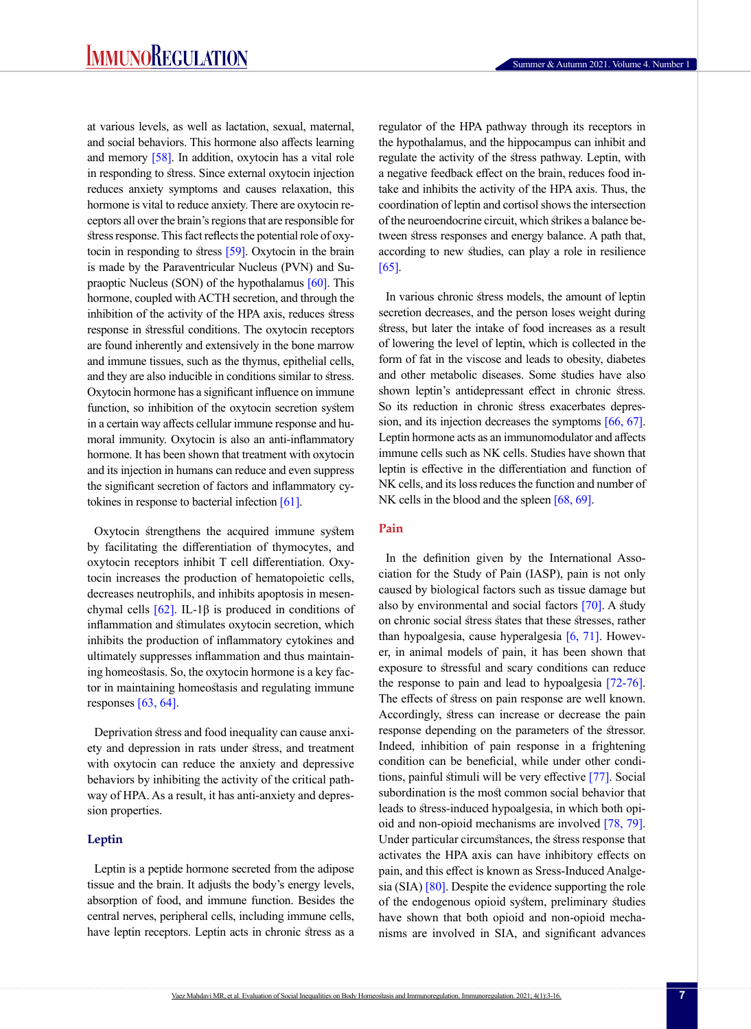at various levels, as well as lactation, sexual, maternal, and social behaviors. This hormone also affects learning and memory [58]. In addition, oxytocin has a vital role in responding to stress. Since external oxytocin injection reduces anxiety symptoms and causes relaxation, this hormone is vital to reduce anxiety. There are oxytocin receptors all over the brain's regions that are responsible for stress response. This fact reflects the potential role of oxytocin in responding to stress [59]. Oxytocin in the brain is made by the Paraventricular Nucleus (PVN) and Supraoptic Nucleus (SON) of the hypothalamus [60]. This hormone, coupled with ACTH secretion, and through the inhibition of the activity of the HPA axis, reduces stress response in stressful conditions. The oxytocin receptors are found inherently and extensively in the bone marrow and immune tissues, such as the thymus, epithelial cells, and they are also inducible in conditions similar to stress. Oxytocin hormone has a significant influence on immune function, so inhibition of the oxytocin secretion system in a certain way affects cellular immune response and humoral immunity. Oxytocin is also an anti-inflammatory hormone. It has been shown that treatment with oxytocin and its injection in humans can reduce and even suppress the significant secretion of factors and inflammatory cytokines in response to bacterial infection [61].

Oxytocin strengthens the acquired immune system by facilitating the differentiation of thymocytes, and oxytocin receptors inhibit T cell differentiation. Oxytocin increases the production of hematopoietic cells, decreases neutrophils, and inhibits apoptosis in mesenchymal cells [62]. IL-1β is produced in conditions of inflammation and stimulates oxytocin secretion, which inhibits the production of inflammatory cytokines and ultimately suppresses inflammation and thus maintaining homeostasis. So, the oxytocin hormone is a key factor in maintaining homeostasis and regulating immune responses [63, 64].

Deprivation stress and food inequality can cause anxiety and depression in rats under stress, and treatment with oxytocin can reduce the anxiety and depressive behaviors by inhibiting the activity of the critical pathway of HPA. As a result, it has anti-anxiety and depression properties.

## Leptin

Leptin is a peptide hormone secreted from the adipose tissue and the brain. It adjusts the body's energy levels, absorption of food, and immune function. Besides the central nerves, peripheral cells, including immune cells, have leptin receptors. Leptin acts in chronic stress as a regulator of the HPA pathway through its receptors in the hypothalamus, and the hippocampus can inhibit and regulate the activity of the stress pathway. Leptin, with a negative feedback effect on the brain, reduces food intake and inhibits the activity of the HPA axis. Thus, the coordination of leptin and cortisol shows the intersection of the neuroendocrine circuit, which strikes a balance between stress responses and energy balance. A path that, according to new studies, can play a role in resilience [65].

In various chronic stress models, the amount of leptin secretion decreases, and the person loses weight during stress, but later the intake of food increases as a result of lowering the level of leptin, which is collected in the form of fat in the viscose and leads to obesity, diabetes and other metabolic diseases. Some studies have also shown leptin's antidepressant effect in chronic stress. So its reduction in chronic stress exacerbates depression, and its injection decreases the symptoms [66, 67]. Leptin hormone acts as an immunomodulator and affects immune cells such as NK cells. Studies have shown that leptin is effective in the differentiation and function of NK cells, and its loss reduces the function and number of NK cells in the blood and the spleen [68, 69].

## Pain

In the definition given by the International Association for the Study of Pain (IASP), pain is not only caused by biological factors such as tissue damage but also by environmental and social factors [70]. A study on chronic social stress states that these stresses, rather than hypoalgesia, cause hyperalgesia [6, 71]. However, in animal models of pain, it has been shown that exposure to stressful and scary conditions can reduce the response to pain and lead to hypoalgesia [72-76]. The effects of stress on pain response are well known. Accordingly, stress can increase or decrease the pain response depending on the parameters of the stressor. Indeed, inhibition of pain response in a frightening condition can be beneficial, while under other conditions, painful stimuli will be very effective [77]. Social subordination is the most common social behavior that leads to stress-induced hypoalgesia, in which both opioid and non-opioid mechanisms are involved [78, 79]. Under particular circumstances, the stress response that activates the HPA axis can have inhibitory effects on pain, and this effect is known as Sress-Induced Analgesia (SIA) [80]. Despite the evidence supporting the role of the endogenous opioid system, preliminary studies have shown that both opioid and non-opioid mechanisms are involved in SIA, and significant advances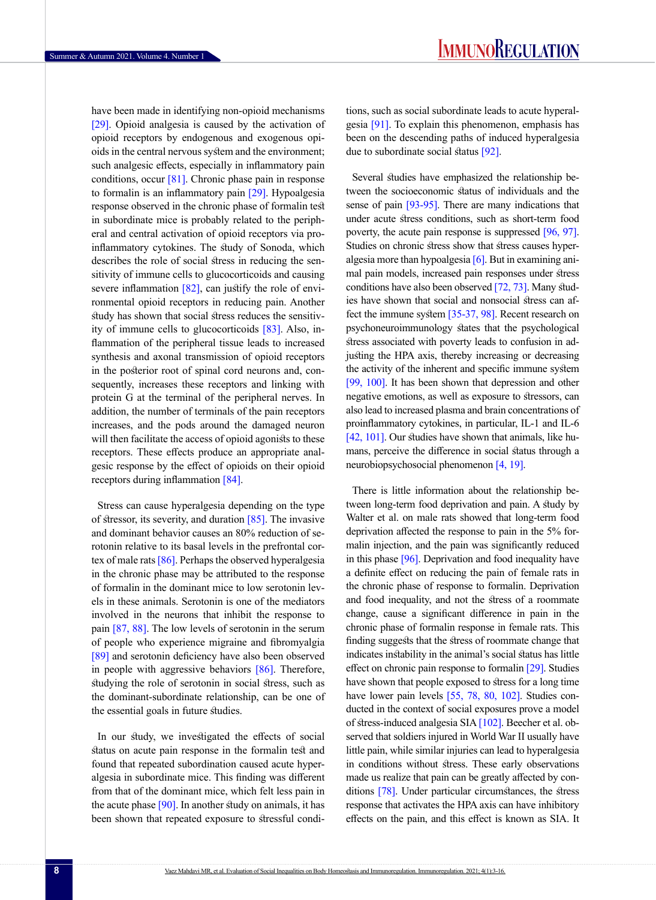have been made in identifying non-opioid mechanisms [29]. Opioid analgesia is caused by the activation of opioid receptors by endogenous and exogenous opioids in the central nervous system and the environment; such analgesic effects, especially in inflammatory pain conditions, occur [81]. Chronic phase pain in response to formalin is an inflammatory pain [29]. Hypoalgesia response observed in the chronic phase of formalin test in subordinate mice is probably related to the peripheral and central activation of opioid receptors via proinflammatory cytokines. The study of Sonoda, which describes the role of social stress in reducing the sensitivity of immune cells to glucocorticoids and causing severe inflammation [82], can justify the role of environmental opioid receptors in reducing pain. Another study has shown that social stress reduces the sensitivity of immune cells to glucocorticoids [83]. Also, inflammation of the peripheral tissue leads to increased synthesis and axonal transmission of opioid receptors in the posterior root of spinal cord neurons and, consequently, increases these receptors and linking with protein G at the terminal of the peripheral nerves. In addition, the number of terminals of the pain receptors increases, and the pods around the damaged neuron will then facilitate the access of opioid agonists to these receptors. These effects produce an appropriate analgesic response by the effect of opioids on their opioid receptors during inflammation [84].

Stress can cause hyperalgesia depending on the type of stressor, its severity, and duration [85]. The invasive and dominant behavior causes an 80% reduction of serotonin relative to its basal levels in the prefrontal cortex of male rats [86]. Perhaps the observed hyperalgesia in the chronic phase may be attributed to the response of formalin in the dominant mice to low serotonin levels in these animals. Serotonin is one of the mediators involved in the neurons that inhibit the response to pain [87, 88]. The low levels of serotonin in the serum of people who experience migraine and fibromyalgia [89] and serotonin deficiency have also been observed in people with aggressive behaviors [86]. Therefore, studying the role of serotonin in social stress, such as the dominant-subordinate relationship, can be one of the essential goals in future studies.

In our study, we investigated the effects of social status on acute pain response in the formalin test and found that repeated subordination caused acute hyperalgesia in subordinate mice. This finding was different from that of the dominant mice, which felt less pain in the acute phase [90]. In another study on animals, it has been shown that repeated exposure to stressful conditions, such as social subordinate leads to acute hyperalgesia [91]. To explain this phenomenon, emphasis has been on the descending paths of induced hyperalgesia due to subordinate social status [92].

Several studies have emphasized the relationship between the socioeconomic status of individuals and the sense of pain [93-95]. There are many indications that under acute stress conditions, such as short-term food poverty, the acute pain response is suppressed [96, 97]. Studies on chronic stress show that stress causes hyperalgesia more than hypoalgesia [6]. But in examining animal pain models, increased pain responses under stress conditions have also been observed [72, 73]. Many studies have shown that social and nonsocial stress can affect the immune system [35-37, 98]. Recent research on psychoneuroimmunology states that the psychological stress associated with poverty leads to confusion in adjusting the HPA axis, thereby increasing or decreasing the activity of the inherent and specific immune system [99, 100]. It has been shown that depression and other negative emotions, as well as exposure to stressors, can also lead to increased plasma and brain concentrations of proinflammatory cytokines, in particular, IL-1 and IL-6 [42, 101]. Our studies have shown that animals, like humans, perceive the difference in social status through a neurobiopsychosocial phenomenon [4, 19].

There is little information about the relationship between long-term food deprivation and pain. A study by Walter et al. on male rats showed that long-term food deprivation affected the response to pain in the 5% formalin injection, and the pain was significantly reduced in this phase [96]. Deprivation and food inequality have a definite effect on reducing the pain of female rats in the chronic phase of response to formalin. Deprivation and food inequality, and not the stress of a roommate change, cause a significant difference in pain in the chronic phase of formalin response in female rats. This finding suggests that the stress of roommate change that indicates instability in the animal's social status has little effect on chronic pain response to formalin [29]. Studies have shown that people exposed to stress for a long time have lower pain levels [55, 78, 80, 102]. Studies conducted in the context of social exposures prove a model of stress-induced analgesia SIA [102]. Beecher et al. observed that soldiers injured in World War II usually have little pain, while similar injuries can lead to hyperalgesia in conditions without stress. These early observations made us realize that pain can be greatly affected by conditions [78]. Under particular circumstances, the stress response that activates the HPA axis can have inhibitory effects on the pain, and this effect is known as SIA. It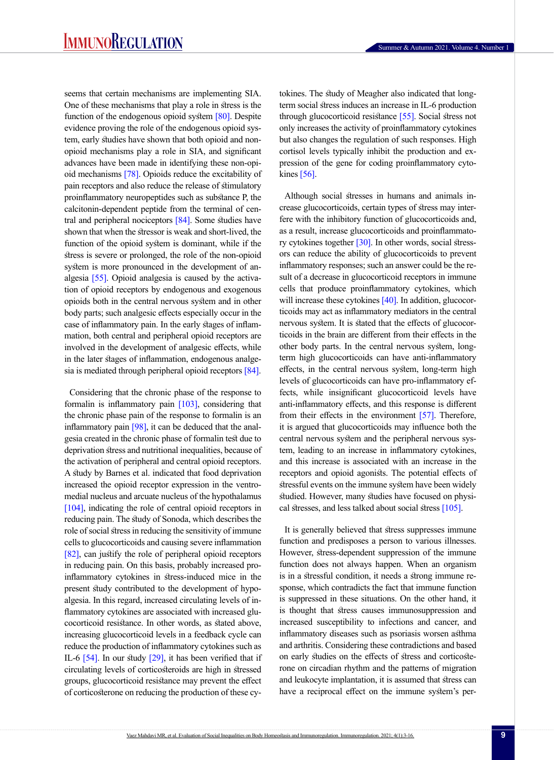seems that certain mechanisms are implementing SIA. One of these mechanisms that play a role in stress is the function of the endogenous opioid system [80]. Despite evidence proving the role of the endogenous opioid system, early studies have shown that both opioid and non-opioid mechanisms play a role in SIA, and significant advances have been made in identifying these non-opioid mechanisms [78]. Opioids reduce the excitability of pain receptors and also reduce the release of stimulatory proinflammatory neuropeptides such as substance P, the calcitonin-dependent peptide from the terminal of central and peripheral nociceptors [84]. Some studies have shown that when the stressor is weak and short-lived, the function of the opioid system is dominant, while if the stress is severe or prolonged, the role of the non-opioid system is more pronounced in the development of analgesia [55]. Opioid analgesia is caused by the activation of opioid receptors by endogenous and exogenous opioids both in the central nervous system and in other body parts; such analgesic effects especially occur in the case of inflammatory pain. In the early stages of inflammation, both central and peripheral opioid receptors are involved in the development of analgesic effects, while in the later stages of inflammation, endogenous analgesia is mediated through peripheral opioid receptors [84].

Considering that the chronic phase of the response to formalin is inflammatory pain [103], considering that the chronic phase pain of the response to formalin is an inflammatory pain [98], it can be deduced that the analgesia created in the chronic phase of formalin test due to deprivation stress and nutritional inequalities, because of the activation of peripheral and central opioid receptors. A study by Barnes et al. indicated that food deprivation increased the opioid receptor expression in the ventromedial nucleus and arcuate nucleus of the hypothalamus [104], indicating the role of central opioid receptors in reducing pain. The study of Sonoda, which describes the role of social stress in reducing the sensitivity of immune cells to glucocorticoids and causing severe inflammation [82], can justify the role of peripheral opioid receptors in reducing pain. On this basis, probably increased pro-inflammatory cytokines in stress-induced mice in the present study contributed to the development of hypoalgesia. In this regard, increased circulating levels of inflammatory cytokines are associated with increased glucocorticoid resistance. In other words, as stated above, increasing glucocorticoid levels in a feedback cycle can reduce the production of inflammatory cytokines such as IL-6 [54]. In our study [29], it has been verified that if circulating levels of corticosteroids are high in stressed groups, glucocorticoid resistance may prevent the effect of corticosterone on reducing the production of these cytokines. The study of Meagher also indicated that long-term social stress induces an increase in IL-6 production through glucocorticoid resistance [55]. Social stress not only increases the activity of proinflammatory cytokines but also changes the regulation of such responses. High cortisol levels typically inhibit the production and expression of the gene for coding proinflammatory cytokines [56].

Although social stresses in humans and animals increase glucocorticoids, certain types of stress may interfere with the inhibitory function of glucocorticoids and, as a result, increase glucocorticoids and proinflammatory cytokines together [30]. In other words, social stressors can reduce the ability of glucocorticoids to prevent inflammatory responses; such an answer could be the result of a decrease in glucocorticoid receptors in immune cells that produce proinflammatory cytokines, which will increase these cytokines [40]. In addition, glucocorticoids may act as inflammatory mediators in the central nervous system. It is stated that the effects of glucocorticoids in the brain are different from their effects in the other body parts. In the central nervous system, long-term high glucocorticoids can have anti-inflammatory effects, in the central nervous system, long-term high levels of glucocorticoids can have pro-inflammatory effects, while insignificant glucocorticoid levels have anti-inflammatory effects, and this response is different from their effects in the environment [57]. Therefore, it is argued that glucocorticoids may influence both the central nervous system and the peripheral nervous system, leading to an increase in inflammatory cytokines, and this increase is associated with an increase in the receptors and opioid agonists. The potential effects of stressful events on the immune system have been widely studied. However, many studies have focused on physical stresses, and less talked about social stress [105].

It is generally believed that stress suppresses immune function and predisposes a person to various illnesses. However, stress-dependent suppression of the immune function does not always happen. When an organism is in a stressful condition, it needs a strong immune response, which contradicts the fact that immune function is suppressed in these situations. On the other hand, it is thought that stress causes immunosuppression and increased susceptibility to infections and cancer, and inflammatory diseases such as psoriasis worsen asthma and arthritis. Considering these contradictions and based on early studies on the effects of stress and corticosterone on circadian rhythm and the patterns of migration and leukocyte implantation, it is assumed that stress can have a reciprocal effect on the immune system's per-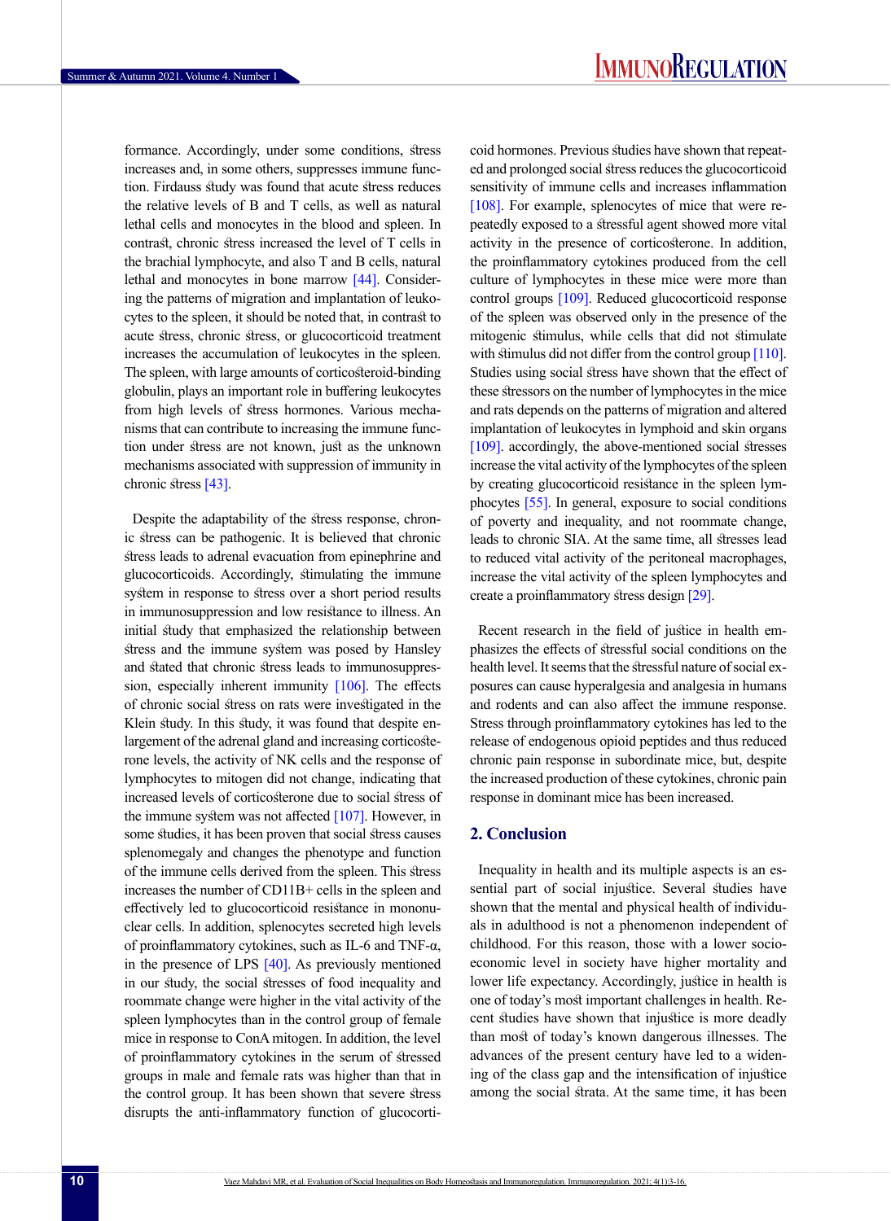formance. Accordingly, under some conditions, stress increases and, in some others, suppresses immune function. Firdauss study was found that acute stress reduces the relative levels of B and T cells, as well as natural lethal cells and monocytes in the blood and spleen. In contrast, chronic stress increased the level of T cells in the brachial lymphocyte, and also T and B cells, natural lethal and monocytes in bone marrow [44]. Considering the patterns of migration and implantation of leukocytes to the spleen, it should be noted that, in contrast to acute stress, chronic stress, or glucocorticoid treatment increases the accumulation of leukocytes in the spleen. The spleen, with large amounts of corticosteroid-binding globulin, plays an important role in buffering leukocytes from high levels of stress hormones. Various mechanisms that can contribute to increasing the immune function under stress are not known, just as the unknown mechanisms associated with suppression of immunity in chronic stress [43].

Despite the adaptability of the stress response, chronic stress can be pathogenic. It is believed that chronic stress leads to adrenal evacuation from epinephrine and glucocorticoids. Accordingly, stimulating the immune system in response to stress over a short period results in immunosuppression and low resistance to illness. An initial study that emphasized the relationship between stress and the immune system was posed by Hansley and stated that chronic stress leads to immunosuppression, especially inherent immunity [106]. The effects of chronic social stress on rats were investigated in the Klein study. In this study, it was found that despite enlargement of the adrenal gland and increasing corticosterone levels, the activity of NK cells and the response of lymphocytes to mitogen did not change, indicating that increased levels of corticosterone due to social stress of the immune system was not affected [107]. However, in some studies, it has been proven that social stress causes splenomegaly and changes the phenotype and function of the immune cells derived from the spleen. This stress increases the number of CD11B+ cells in the spleen and effectively led to glucocorticoid resistance in mononuclear cells. In addition, splenocytes secreted high levels of proinflammatory cytokines, such as IL-6 and TNF-α, in the presence of LPS [40]. As previously mentioned in our study, the social stresses of food inequality and roommate change were higher in the vital activity of the spleen lymphocytes than in the control group of female mice in response to ConA mitogen. In addition, the level of proinflammatory cytokines in the serum of stressed groups in male and female rats was higher than that in the control group. It has been shown that severe stress disrupts the anti-inflammatory function of glucocorticoid hormones. Previous studies have shown that repeated and prolonged social stress reduces the glucocorticoid sensitivity of immune cells and increases inflammation [108]. For example, splenocytes of mice that were repeatedly exposed to a stressful agent showed more vital activity in the presence of corticosterone. In addition, the proinflammatory cytokines produced from the cell culture of lymphocytes in these mice were more than control groups [109]. Reduced glucocorticoid response of the spleen was observed only in the presence of the mitogenic stimulus, while cells that did not stimulate with stimulus did not differ from the control group [110]. Studies using social stress have shown that the effect of these stressors on the number of lymphocytes in the mice and rats depends on the patterns of migration and altered implantation of leukocytes in lymphoid and skin organs [109]. accordingly, the above-mentioned social stresses increase the vital activity of the lymphocytes of the spleen by creating glucocorticoid resistance in the spleen lymphocytes [55]. In general, exposure to social conditions of poverty and inequality, and not roommate change, leads to chronic SIA. At the same time, all stresses lead to reduced vital activity of the peritoneal macrophages, increase the vital activity of the spleen lymphocytes and create a proinflammatory stress design [29].

Recent research in the field of justice in health emphasizes the effects of stressful social conditions on the health level. It seems that the stressful nature of social exposures can cause hyperalgesia and analgesia in humans and rodents and can also affect the immune response. Stress through proinflammatory cytokines has led to the release of endogenous opioid peptides and thus reduced chronic pain response in subordinate mice, but, despite the increased production of these cytokines, chronic pain response in dominant mice has been increased.

## 2. Conclusion

Inequality in health and its multiple aspects is an essential part of social injustice. Several studies have shown that the mental and physical health of individuals in adulthood is not a phenomenon independent of childhood. For this reason, those with a lower socioeconomic level in society have higher mortality and lower life expectancy. Accordingly, justice in health is one of today's most important challenges in health. Recent studies have shown that injustice is more deadly than most of today's known dangerous illnesses. The advances of the present century have led to a widening of the class gap and the intensification of injustice among the social strata. At the same time, it has been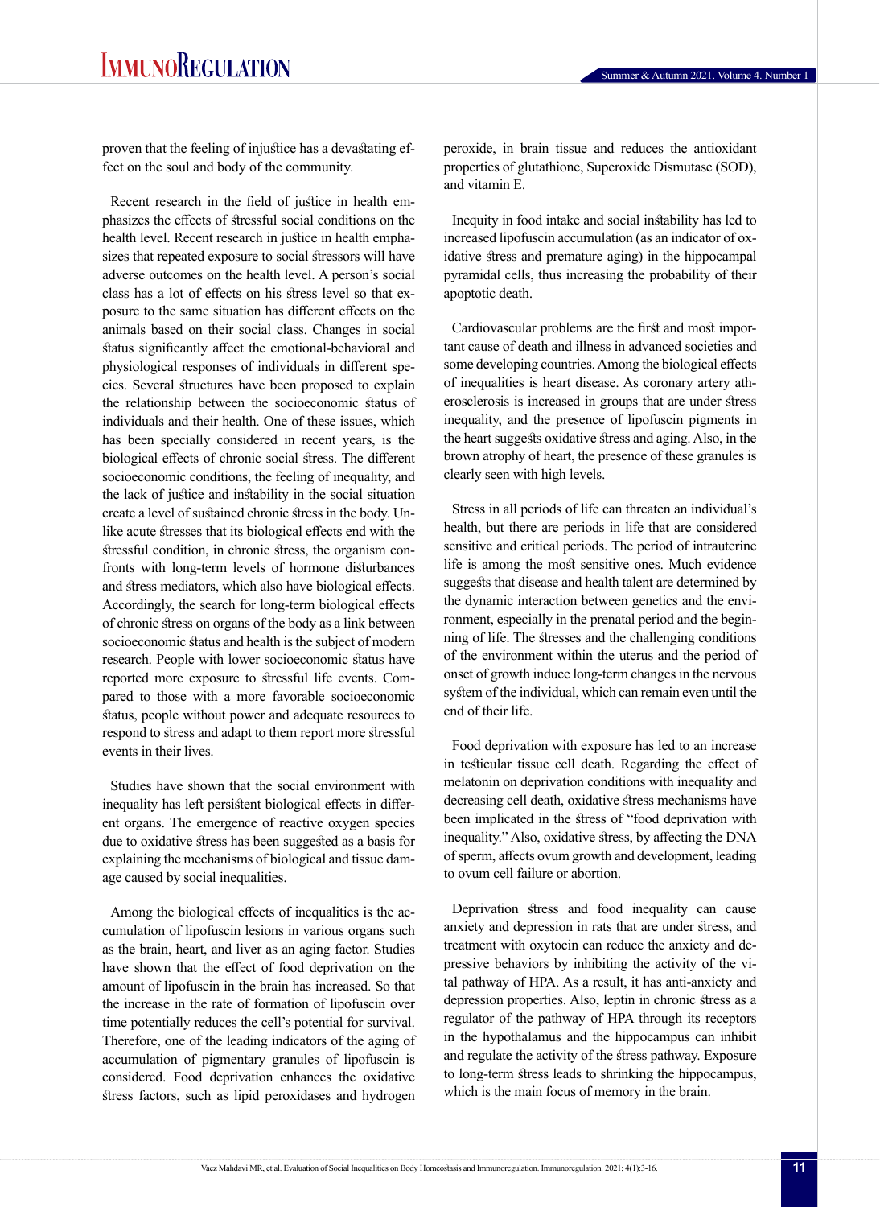proven that the feeling of injustice has a devastating effect on the soul and body of the community.

Recent research in the field of justice in health emphasizes the effects of stressful social conditions on the health level. Recent research in justice in health emphasizes that repeated exposure to social stressors will have adverse outcomes on the health level. A person's social class has a lot of effects on his stress level so that exposure to the same situation has different effects on the animals based on their social class. Changes in social status significantly affect the emotional-behavioral and physiological responses of individuals in different species. Several structures have been proposed to explain the relationship between the socioeconomic status of individuals and their health. One of these issues, which has been specially considered in recent years, is the biological effects of chronic social stress. The different socioeconomic conditions, the feeling of inequality, and the lack of justice and instability in the social situation create a level of sustained chronic stress in the body. Unlike acute stresses that its biological effects end with the stressful condition, in chronic stress, the organism confronts with long-term levels of hormone disturbances and stress mediators, which also have biological effects. Accordingly, the search for long-term biological effects of chronic stress on organs of the body as a link between socioeconomic status and health is the subject of modern research. People with lower socioeconomic status have reported more exposure to stressful life events. Compared to those with a more favorable socioeconomic status, people without power and adequate resources to respond to stress and adapt to them report more stressful events in their lives.

Studies have shown that the social environment with inequality has left persistent biological effects in different organs. The emergence of reactive oxygen species due to oxidative stress has been suggested as a basis for explaining the mechanisms of biological and tissue damage caused by social inequalities.

Among the biological effects of inequalities is the accumulation of lipofuscin lesions in various organs such as the brain, heart, and liver as an aging factor. Studies have shown that the effect of food deprivation on the amount of lipofuscin in the brain has increased. So that the increase in the rate of formation of lipofuscin over time potentially reduces the cell's potential for survival. Therefore, one of the leading indicators of the aging of accumulation of pigmentary granules of lipofuscin is considered. Food deprivation enhances the oxidative stress factors, such as lipid peroxidases and hydrogen peroxide, in brain tissue and reduces the antioxidant properties of glutathione, Superoxide Dismutase (SOD), and vitamin E.

Inequity in food intake and social instability has led to increased lipofuscin accumulation (as an indicator of oxidative stress and premature aging) in the hippocampal pyramidal cells, thus increasing the probability of their apoptotic death.

Cardiovascular problems are the first and most important cause of death and illness in advanced societies and some developing countries. Among the biological effects of inequalities is heart disease. As coronary artery atherosclerosis is increased in groups that are under stress inequality, and the presence of lipofuscin pigments in the heart suggests oxidative stress and aging. Also, in the brown atrophy of heart, the presence of these granules is clearly seen with high levels.

Stress in all periods of life can threaten an individual's health, but there are periods in life that are considered sensitive and critical periods. The period of intrauterine life is among the most sensitive ones. Much evidence suggests that disease and health talent are determined by the dynamic interaction between genetics and the environment, especially in the prenatal period and the beginning of life. The stresses and the challenging conditions of the environment within the uterus and the period of onset of growth induce long-term changes in the nervous system of the individual, which can remain even until the end of their life.

Food deprivation with exposure has led to an increase in testicular tissue cell death. Regarding the effect of melatonin on deprivation conditions with inequality and decreasing cell death, oxidative stress mechanisms have been implicated in the stress of "food deprivation with inequality." Also, oxidative stress, by affecting the DNA of sperm, affects ovum growth and development, leading to ovum cell failure or abortion.

Deprivation stress and food inequality can cause anxiety and depression in rats that are under stress, and treatment with oxytocin can reduce the anxiety and depressive behaviors by inhibiting the activity of the vital pathway of HPA. As a result, it has anti-anxiety and depression properties. Also, leptin in chronic stress as a regulator of the pathway of HPA through its receptors in the hypothalamus and the hippocampus can inhibit and regulate the activity of the stress pathway. Exposure to long-term stress leads to shrinking the hippocampus, which is the main focus of memory in the brain.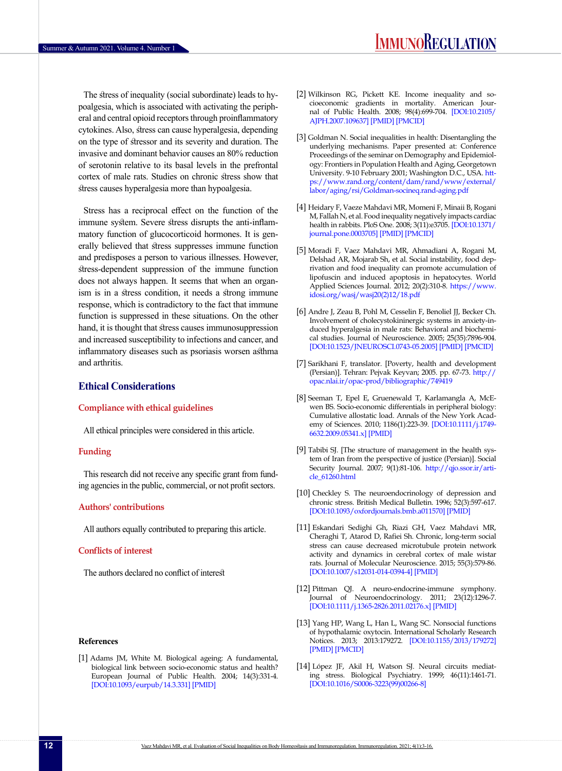The stress of inequality (social subordinate) leads to hypoalgesia, which is associated with activating the peripheral and central opioid receptors through proinflammatory cytokines. Also, stress can cause hyperalgesia, depending on the type of stressor and its severity and duration. The invasive and dominant behavior causes an 80% reduction of serotonin relative to its basal levels in the prefrontal cortex of male rats. Studies on chronic stress show that stress causes hyperalgesia more than hypoalgesia.

Stress has a reciprocal effect on the function of the immune system. Severe stress disrupts the anti-inflammatory function of glucocorticoid hormones. It is generally believed that stress suppresses immune function and predisposes a person to various illnesses. However, stress-dependent suppression of the immune function does not always happen. It seems that when an organism is in a stress condition, it needs a strong immune response, which is contradictory to the fact that immune function is suppressed in these situations. On the other hand, it is thought that stress causes immunosuppression and increased susceptibility to infections and cancer, and inflammatory diseases such as psoriasis worsen asthma and arthritis.

## Ethical Considerations

### Compliance with ethical guidelines

All ethical principles were considered in this article.

### Funding

This research did not receive any specific grant from funding agencies in the public, commercial, or not profit sectors.

### Authors' contributions

All authors equally contributed to preparing this article.

### Conflicts of interest

The authors declared no conflict of interest

## References

[1] Adams JM, White M. Biological ageing: A fundamental, biological link between socio-economic status and health? European Journal of Public Health. 2004; 14(3):331-4. [DOI:10.1093/eurpub/14.3.331] [PMID]

[2] Wilkinson RG, Pickett KE. Income inequality and socioeconomic gradients in mortality. American Journal of Public Health. 2008; 98(4):699-704. [DOI:10.2105/AJPH.2007.109637] [PMID] [PMCID]

[3] Goldman N. Social inequalities in health: Disentangling the underlying mechanisms. Paper presented at: Conference Proceedings of the seminar on Demography and Epidemiology: Frontiers in Population Health and Aging, Georgetown University. 9-10 February 2001; Washington D.C., USA. https://www.rand.org/content/dam/rand/www/external/labor/aging/rsi/Goldman-socineq.rand-aging.pdf

[4] Heidary F, Vaeze Mahdavi MR, Momeni F, Minaii B, Rogani M, Fallah N, et al. Food inequality negatively impacts cardiac health in rabbits. PloS One. 2008; 3(11):e3705. [DOI:10.1371/journal.pone.0003705] [PMID] [PMCID]

[5] Moradi F, Vaez Mahdavi MR, Ahmadiani A, Rogani M, Delshad AR, Mojarab Sh, et al. Social instability, food deprivation and food inequality can promote accumulation of lipofuscin and induced apoptosis in hepatocytes. World Applied Sciences Journal. 2012; 20(2):310-8. https://www.idosi.org/wasj/wasj20(2)12/18.pdf

[6] Andre J, Zeau B, Pohl M, Cesselin F, Benoliel JJ, Becker Ch. Involvement of cholecystokininergic systems in anxiety-induced hyperalgesia in male rats: Behavioral and biochemical studies. Journal of Neuroscience. 2005; 25(35):7896-904. [DOI:10.1523/JNEUROSCI.0743-05.2005] [PMID] [PMCID]

[7] Sarikhani F, translator. [Poverty, health and development (Persian)]. Tehran: Pejvak Keyvan; 2005. pp. 67-73. http://opac.nlai.ir/opac-prod/bibliographic/749419

[8] Seeman T, Epel E, Gruenewald T, Karlamangla A, McEwen BS. Socio-economic differentials in peripheral biology: Cumulative allostatic load. Annals of the New York Academy of Sciences. 2010; 1186(1):223-39. [DOI:10.1111/j.1749-6632.2009.05341.x] [PMID]

[9] Tabibi SJ. [The structure of management in the health system of Iran from the perspective of justice (Persian)]. Social Security Journal. 2007; 9(1):81-106. http://qjo.ssor.ir/article_61260.html

[10] Checkley S. The neuroendocrinology of depression and chronic stress. British Medical Bulletin. 1996; 52(3):597-617. [DOI:10.1093/oxfordjournals.bmb.a011570] [PMID]

[11] Eskandari Sedighi Gh, Riazi GH, Vaez Mahdavi MR, Cheraghi T, Atarod D, Rafiei Sh. Chronic, long-term social stress can cause decreased microtubule protein network activity and dynamics in cerebral cortex of male wistar rats. Journal of Molecular Neuroscience. 2015; 55(3):579-86. [DOI:10.1007/s12031-014-0394-4] [PMID]

[12] Pittman QJ. A neuro-endocrine-immune symphony. Journal of Neuroendocrinology. 2011; 23(12):1296-7. [DOI:10.1111/j.1365-2826.2011.02176.x] [PMID]

[13] Yang HP, Wang L, Han L, Wang SC. Nonsocial functions of hypothalamic oxytocin. International Scholarly Research Notices. 2013; 2013:179272. [DOI:10.1155/2013/179272] [PMID] [PMCID]

[14] López JF, Akil H, Watson SJ. Neural circuits mediating stress. Biological Psychiatry. 1999; 46(11):1461-71. [DOI:10.1016/S0006-3223(99)00266-8]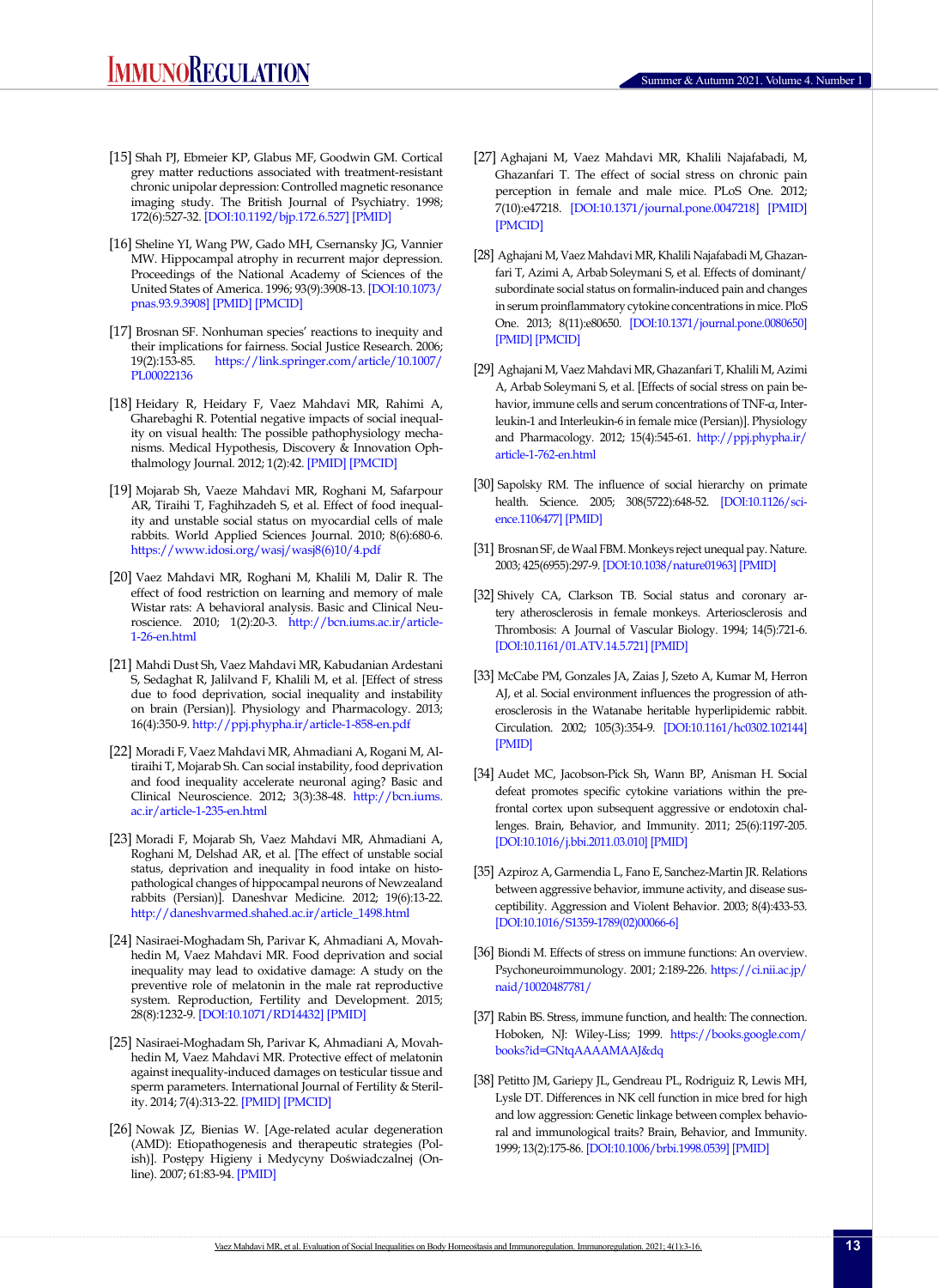[15] Shah PJ, Ebmeier KP, Glabus MF, Goodwin GM. Cortical grey matter reductions associated with treatment-resistant chronic unipolar depression: Controlled magnetic resonance imaging study. The British Journal of Psychiatry. 1998; 172(6):527-32. [DOI:10.1192/bjp.172.6.527] [PMID]

[16] Sheline YI, Wang PW, Gado MH, Csernansky JG, Vannier MW. Hippocampal atrophy in recurrent major depression. Proceedings of the National Academy of Sciences of the United States of America. 1996; 93(9):3908-13. [DOI:10.1073/pnas.93.9.3908] [PMID] [PMCID]

[17] Brosnan SF. Nonhuman species' reactions to inequity and their implications for fairness. Social Justice Research. 2006; 19(2):153-85. https://link.springer.com/article/10.1007/PL00022136

[18] Heidary R, Heidary F, Vaez Mahdavi MR, Rahimi A, Gharebaghi R. Potential negative impacts of social inequality on visual health: The possible pathophysiology mechanisms. Medical Hypothesis, Discovery & Innovation Ophthalmology Journal. 2012; 1(2):42. [PMID] [PMCID]

[19] Mojarab Sh, Vaeze Mahdavi MR, Roghani M, Safarpour AR, Tiraihi T, Faghihzadeh S, et al. Effect of food inequality and unstable social status on myocardial cells of male rabbits. World Applied Sciences Journal. 2010; 8(6):680-6. https://www.idosi.org/wasj/wasj8(6)10/4.pdf

[20] Vaez Mahdavi MR, Roghani M, Khalili M, Dalir R. The effect of food restriction on learning and memory of male Wistar rats: A behavioral analysis. Basic and Clinical Neuroscience. 2010; 1(2):20-3. http://bcn.iums.ac.ir/article-1-26-en.html

[21] Mahdi Dust Sh, Vaez Mahdavi MR, Kabudanian Ardestani S, Sedaghat R, Jalilvand F, Khalili M, et al. [Effect of stress due to food deprivation, social inequality and instability on brain (Persian)]. Physiology and Pharmacology. 2013; 16(4):350-9. http://ppj.phypha.ir/article-1-858-en.pdf

[22] Moradi F, Vaez Mahdavi MR, Ahmadiani A, Roghani M, Altiraihi T, Mojarab Sh. Can social instability, food deprivation and food inequality accelerate neuronal aging? Basic and Clinical Neuroscience. 2012; 3(3):38-48. http://bcn.iums.ac.ir/article-1-235-en.html

[23] Moradi F, Mojarab Sh, Vaez Mahdavi MR, Ahmadiani A, Roghani M, Delshad AR, et al. [The effect of unstable social status, deprivation and inequality in food intake on histopathological changes of hippocampal neurons of Newzealand rabbits (Persian)]. Daneshvar Medicine. 2012; 19(6):13-22. http://daneshvarmed.shahed.ac.ir/article_1498.html

[24] Nasiraei-Moghadam Sh, Parivar K, Ahmadiani A, Movahhedin M, Vaez Mahdavi MR. Food deprivation and social inequality may lead to oxidative damage: A study on the preventive role of melatonin in the male rat reproductive system. Reproduction, Fertility and Development. 2015; 28(8):1232-9. [DOI:10.1071/RD14432] [PMID]

[25] Nasiraei-Moghadam Sh, Parivar K, Ahmadiani A, Movahhedin M, Vaez Mahdavi MR. Protective effect of melatonin against inequality-induced damages on testicular tissue and sperm parameters. International Journal of Fertility & Sterility. 2014; 7(4):313-22. [PMID] [PMCID]

[26] Nowak JZ, Bienias W. [Age-related acular degeneration (AMD): Etiopathogenesis and therapeutic strategies (Polish)]. Postępy Higieny i Medycyny Doświadczalnej (Online). 2007; 61:83-94. [PMID]

[27] Aghajani M, Vaez Mahdavi MR, Khalili Najafabadi, M, Ghazanfari T. The effect of social stress on chronic pain perception in female and male mice. PLoS One. 2012; 7(10):e47218. [DOI:10.1371/journal.pone.0047218] [PMID] [PMCID]

[28] Aghajani M, Vaez Mahdavi MR, Khalili Najafabadi M, Ghazanfari T, Azimi A, Arbab Soleymani S, et al. Effects of dominant/subordinate social status on formalin-induced pain and changes in serum proinflammatory cytokine concentrations in mice. PloS One. 2013; 8(11):e80650. [DOI:10.1371/journal.pone.0080650] [PMID] [PMCID]

[29] Aghajani M, Vaez Mahdavi MR, Ghazanfari T, Khalili M, Azimi A, Arbab Soleymani S, et al. [Effects of social stress on pain behavior, immune cells and serum concentrations of TNF-α, Interleukin-1 and Interleukin-6 in female mice (Persian)]. Physiology and Pharmacology. 2012; 15(4):545-61. http://ppj.phypha.ir/article-1-762-en.html

[30] Sapolsky RM. The influence of social hierarchy on primate health. Science. 2005; 308(5722):648-52. [DOI:10.1126/science.1106477] [PMID]

[31] Brosnan SF, de Waal FBM. Monkeys reject unequal pay. Nature. 2003; 425(6955):297-9. [DOI:10.1038/nature01963] [PMID]

[32] Shively CA, Clarkson TB. Social status and coronary artery atherosclerosis in female monkeys. Arteriosclerosis and Thrombosis: A Journal of Vascular Biology. 1994; 14(5):721-6. [DOI:10.1161/01.ATV.14.5.721] [PMID]

[33] McCabe PM, Gonzales JA, Zaias J, Szeto A, Kumar M, Herron AJ, et al. Social environment influences the progression of atherosclerosis in the Watanabe heritable hyperlipidemic rabbit. Circulation. 2002; 105(3):354-9. [DOI:10.1161/hc0302.102144] [PMID]

[34] Audet MC, Jacobson-Pick Sh, Wann BP, Anisman H. Social defeat promotes specific cytokine variations within the prefrontal cortex upon subsequent aggressive or endotoxin challenges. Brain, Behavior, and Immunity. 2011; 25(6):1197-205. [DOI:10.1016/j.bbi.2011.03.010] [PMID]

[35] Azpiroz A, Garmendia L, Fano E, Sanchez-Martin JR. Relations between aggressive behavior, immune activity, and disease susceptibility. Aggression and Violent Behavior. 2003; 8(4):433-53. [DOI:10.1016/S1359-1789(02)00066-6]

[36] Biondi M. Effects of stress on immune functions: An overview. Psychoneuroimmunology. 2001; 2:189-226. https://ci.nii.ac.jp/naid/10020487781/

[37] Rabin BS. Stress, immune function, and health: The connection. Hoboken, NJ: Wiley-Liss; 1999. https://books.google.com/books?id=GNtqAAAAMAAJ&dq

[38] Petitto JM, Gariepy JL, Gendreau PL, Rodriguiz R, Lewis MH, Lysle DT. Differences in NK cell function in mice bred for high and low aggression: Genetic linkage between complex behavioral and immunological traits? Brain, Behavior, and Immunity. 1999; 13(2):175-86. [DOI:10.1006/brbi.1998.0539] [PMID]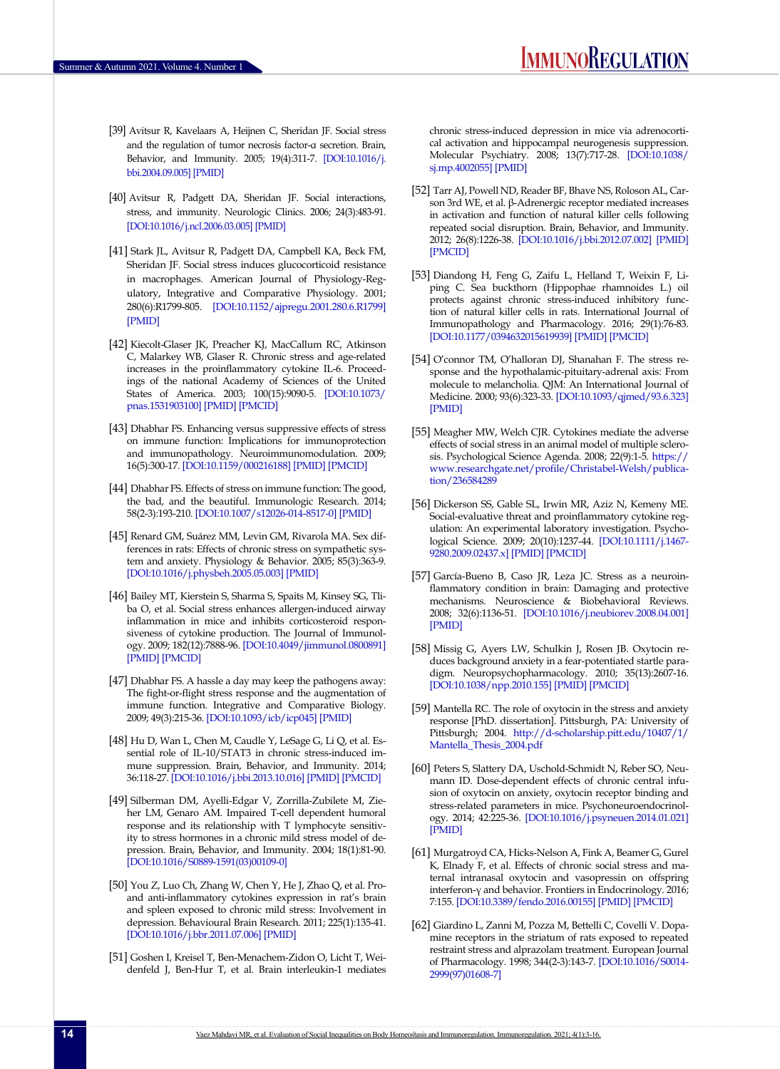[39] Avitsur R, Kavelaars A, Heijnen C, Sheridan JF. Social stress and the regulation of tumor necrosis factor-α secretion. Brain, Behavior, and Immunity. 2005; 19(4):311-7. [DOI:10.1016/j.bbi.2004.09.005] [PMID]

[40] Avitsur R, Padgett DA, Sheridan JF. Social interactions, stress, and immunity. Neurologic Clinics. 2006; 24(3):483-91. [DOI:10.1016/j.ncl.2006.03.005] [PMID]

[41] Stark JL, Avitsur R, Padgett DA, Campbell KA, Beck FM, Sheridan JF. Social stress induces glucocorticoid resistance in macrophages. American Journal of Physiology-Regulatory, Integrative and Comparative Physiology. 2001; 280(6):R1799-805. [DOI:10.1152/ajpregu.2001.280.6.R1799] [PMID]

[42] Kiecolt-Glaser JK, Preacher KJ, MacCallum RC, Atkinson C, Malarkey WB, Glaser R. Chronic stress and age-related increases in the proinflammatory cytokine IL-6. Proceedings of the national Academy of Sciences of the United States of America. 2003; 100(15):9090-5. [DOI:10.1073/pnas.1531903100] [PMID] [PMCID]

[43] Dhabhar FS. Enhancing versus suppressive effects of stress on immune function: Implications for immunoprotection and immunopathology. Neuroimmunomodulation. 2009; 16(5):300-17. [DOI:10.1159/000216188] [PMID] [PMCID]

[44] Dhabhar FS. Effects of stress on immune function: The good, the bad, and the beautiful. Immunologic Research. 2014; 58(2-3):193-210. [DOI:10.1007/s12026-014-8517-0] [PMID]

[45] Renard GM, Suárez MM, Levin GM, Rivarola MA. Sex differences in rats: Effects of chronic stress on sympathetic system and anxiety. Physiology & Behavior. 2005; 85(3):363-9. [DOI:10.1016/j.physbeh.2005.05.003] [PMID]

[46] Bailey MT, Kierstein S, Sharma S, Spaits M, Kinsey SG, Tliba O, et al. Social stress enhances allergen-induced airway inflammation in mice and inhibits corticosteroid responsiveness of cytokine production. The Journal of Immunology. 2009; 182(12):7888-96. [DOI:10.4049/jimmunol.0800891] [PMID] [PMCID]

[47] Dhabhar FS. A hassle a day may keep the pathogens away: The fight-or-flight stress response and the augmentation of immune function. Integrative and Comparative Biology. 2009; 49(3):215-36. [DOI:10.1093/icb/icp045] [PMID]

[48] Hu D, Wan L, Chen M, Caudle Y, LeSage G, Li Q, et al. Essential role of IL-10/STAT3 in chronic stress-induced immune suppression. Brain, Behavior, and Immunity. 2014; 36:118-27. [DOI:10.1016/j.bbi.2013.10.016] [PMID] [PMCID]

[49] Silberman DM, Ayelli-Edgar V, Zorrilla-Zubilete M, Zieher LM, Genaro AM. Impaired T-cell dependent humoral response and its relationship with T lymphocyte sensitivity to stress hormones in a chronic mild stress model of depression. Brain, Behavior, and Immunity. 2004; 18(1):81-90. [DOI:10.1016/S0889-1591(03)00109-0]

[50] You Z, Luo Ch, Zhang W, Chen Y, He J, Zhao Q, et al. Pro-and anti-inflammatory cytokines expression in rat's brain and spleen exposed to chronic mild stress: Involvement in depression. Behavioural Brain Research. 2011; 225(1):135-41. [DOI:10.1016/j.bbr.2011.07.006] [PMID]

[51] Goshen I, Kreisel T, Ben-Menachem-Zidon O, Licht T, Weidenfeld J, Ben-Hur T, et al. Brain interleukin-1 mediates chronic stress-induced depression in mice via adrenocortical activation and hippocampal neurogenesis suppression. Molecular Psychiatry. 2008; 13(7):717-28. [DOI:10.1038/sj.mp.4002055] [PMID]

[52] Tarr AJ, Powell ND, Reader BF, Bhave NS, Roloson AL, Carson 3rd WE, et al. β-Adrenergic receptor mediated increases in activation and function of natural killer cells following repeated social disruption. Brain, Behavior, and Immunity. 2012; 26(8):1226-38. [DOI:10.1016/j.bbi.2012.07.002] [PMID] [PMCID]

[53] Diandong H, Feng G, Zaifu L, Helland T, Weixin F, Liping C. Sea buckthorn (Hippophae rhamnoides L.) oil protects against chronic stress-induced inhibitory function of natural killer cells in rats. International Journal of Immunopathology and Pharmacology. 2016; 29(1):76-83. [DOI:10.1177/0394632015619939] [PMID] [PMCID]

[54] O'connor TM, O'halloran DJ, Shanahan F. The stress response and the hypothalamic-pituitary-adrenal axis: From molecule to melancholia. QJM: An International Journal of Medicine. 2000; 93(6):323-33. [DOI:10.1093/qjmed/93.6.323] [PMID]

[55] Meagher MW, Welch CJR. Cytokines mediate the adverse effects of social stress in an animal model of multiple sclerosis. Psychological Science Agenda. 2008; 22(9):1-5. https://www.researchgate.net/profile/Christabel-Welsh/publication/236584289

[56] Dickerson SS, Gable SL, Irwin MR, Aziz N, Kemeny ME. Social-evaluative threat and proinflammatory cytokine regulation: An experimental laboratory investigation. Psychological Science. 2009; 20(10):1237-44. [DOI:10.1111/j.1467-9280.2009.02437.x] [PMID] [PMCID]

[57] García-Bueno B, Caso JR, Leza JC. Stress as a neuroinflammatory condition in brain: Damaging and protective mechanisms. Neuroscience & Biobehavioral Reviews. 2008; 32(6):1136-51. [DOI:10.1016/j.neubiorev.2008.04.001] [PMID]

[58] Missig G, Ayers LW, Schulkin J, Rosen JB. Oxytocin reduces background anxiety in a fear-potentiated startle paradigm. Neuropsychopharmacology. 2010; 35(13):2607-16. [DOI:10.1038/npp.2010.155] [PMID] [PMCID]

[59] Mantella RC. The role of oxytocin in the stress and anxiety response [PhD. dissertation]. Pittsburgh, PA: University of Pittsburgh; 2004. http://d-scholarship.pitt.edu/10407/1/Mantella_Thesis_2004.pdf

[60] Peters S, Slattery DA, Uschold-Schmidt N, Reber SO, Neumann ID. Dose-dependent effects of chronic central infusion of oxytocin on anxiety, oxytocin receptor binding and stress-related parameters in mice. Psychoneuroendocrinology. 2014; 42:225-36. [DOI:10.1016/j.psyneuen.2014.01.021] [PMID]

[61] Murgatroyd CA, Hicks-Nelson A, Fink A, Beamer G, Gurel K, Elnady F, et al. Effects of chronic social stress and maternal intranasal oxytocin and vasopressin on offspring interferon-γ and behavior. Frontiers in Endocrinology. 2016; 7:155. [DOI:10.3389/fendo.2016.00155] [PMID] [PMCID]

[62] Giardino L, Zanni M, Pozza M, Bettelli C, Covelli V. Dopamine receptors in the striatum of rats exposed to repeated restraint stress and alprazolam treatment. European Journal of Pharmacology. 1998; 344(2-3):143-7. [DOI:10.1016/S0014-2999(97)01608-7]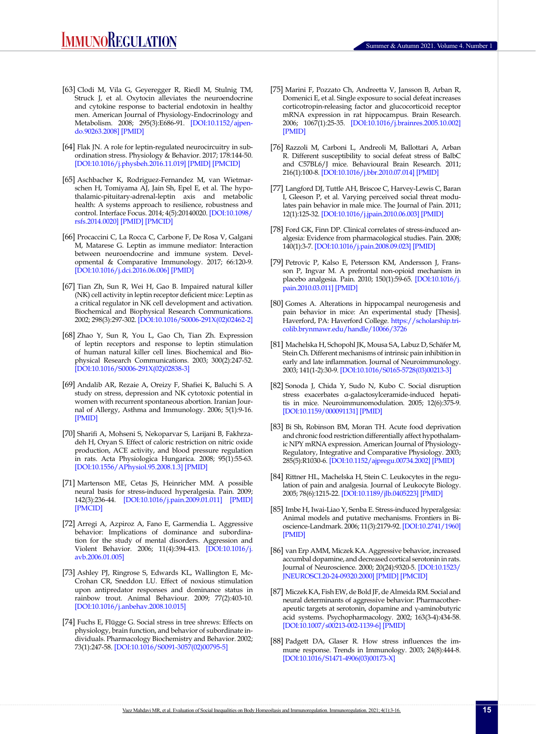[63] Clodi M, Vila G, Geyeregger R, Riedl M, Stulnig TM, Struck J, et al. Oxytocin alleviates the neuroendocrine and cytokine response to bacterial endotoxin in healthy men. American Journal of Physiology-Endocrinology and Metabolism. 2008; 295(3):E686-91. [DOI:10.1152/ajpendo.90263.2008] [PMID]

[64] Flak JN. A role for leptin-regulated neurocircuitry in subordination stress. Physiology & Behavior. 2017; 178:144-50. [DOI:10.1016/j.physbeh.2016.11.019] [PMID] [PMCID]

[65] Aschbacher K, Rodriguez-Fernandez M, van Wietmarschen H, Tomiyama AJ, Jain Sh, Epel E, et al. The hypothalamic-pituitary-adrenal-leptin axis and metabolic health: A systems approach to resilience, robustness and control. Interface Focus. 2014; 4(5):20140020. [DOI:10.1098/rsfs.2014.0020] [PMID] [PMCID]

[66] Procaccini C, La Rocca C, Carbone F, De Rosa V, Galgani M, Matarese G. Leptin as immune mediator: Interaction between neuroendocrine and immune system. Developmental & Comparative Immunology. 2017; 66:120-9. [DOI:10.1016/j.dci.2016.06.006] [PMID]

[67] Tian Zh, Sun R, Wei H, Gao B. Impaired natural killer (NK) cell activity in leptin receptor deficient mice: Leptin as a critical regulator in NK cell development and activation. Biochemical and Biophysical Research Communications. 2002; 298(3):297-302. [DOI:10.1016/S0006-291X(02)02462-2]

[68] Zhao Y, Sun R, You L, Gao Ch, Tian Zh. Expression of leptin receptors and response to leptin stimulation of human natural killer cell lines. Biochemical and Biophysical Research Communications. 2003; 300(2):247-52. [DOI:10.1016/S0006-291X(02)02838-3]

[69] Andalib AR, Rezaie A, Oreizy F, Shafiei K, Baluchi S. A study on stress, depression and NK cytotoxic potential in women with recurrent spontaneous abortion. Iranian Journal of Allergy, Asthma and Immunology. 2006; 5(1):9-16. [PMID]

[70] Sharifi A, Mohseni S, Nekoparvar S, Larijani B, Fakhrzadeh H, Oryan S. Effect of caloric restriction on nitric oxide production, ACE activity, and blood pressure regulation in rats. Acta Physiologica Hungarica. 2008; 95(1):55-63. [DOI:10.1556/APhysiol.95.2008.1.3] [PMID]

[71] Martenson ME, Cetas JS, Heinricher MM. A possible neural basis for stress-induced hyperalgesia. Pain. 2009; 142(3):236-44. [DOI:10.1016/j.pain.2009.01.011] [PMID] [PMCID]

[72] Arregi A, Azpiroz A, Fano E, Garmendia L. Aggressive behavior: Implications of dominance and subordination for the study of mental disorders. Aggression and Violent Behavior. 2006; 11(4):394-413. [DOI:10.1016/j.avb.2006.01.005]

[73] Ashley PJ, Ringrose S, Edwards KL, Wallington E, McCrohan CR, Sneddon LU. Effect of noxious stimulation upon antipredator responses and dominance status in rainbow trout. Animal Behaviour. 2009; 77(2):403-10. [DOI:10.1016/j.anbehav.2008.10.015]

[74] Fuchs E, Flügge G. Social stress in tree shrews: Effects on physiology, brain function, and behavior of subordinate individuals. Pharmacology Biochemistry and Behavior. 2002; 73(1):247-58. [DOI:10.1016/S0091-3057(02)00795-5]

[75] Marini F, Pozzato Ch, Andreetta V, Jansson B, Arban R, Domenici E, et al. Single exposure to social defeat increases corticotropin-releasing factor and glucocorticoid receptor mRNA expression in rat hippocampus. Brain Research. 2006; 1067(1):25-35. [DOI:10.1016/j.brainres.2005.10.002] [PMID]

[76] Razzoli M, Carboni L, Andreoli M, Ballottari A, Arban R. Different susceptibility to social defeat stress of BalbC and C57BL6/J mice. Behavioural Brain Research. 2011; 216(1):100-8. [DOI:10.1016/j.bbr.2010.07.014] [PMID]

[77] Langford DJ, Tuttle AH, Briscoe C, Harvey-Lewis C, Baran I, Gleeson P, et al. Varying perceived social threat modulates pain behavior in male mice. The Journal of Pain. 2011; 12(1):125-32. [DOI:10.1016/j.jpain.2010.06.003] [PMID]

[78] Ford GK, Finn DP. Clinical correlates of stress-induced analgesia: Evidence from pharmacological studies. Pain. 2008; 140(1):3-7. [DOI:10.1016/j.pain.2008.09.023] [PMID]

[79] Petrovic P, Kalso E, Petersson KM, Andersson J, Fransson P, Ingvar M. A prefrontal non-opioid mechanism in placebo analgesia. Pain. 2010; 150(1):59-65. [DOI:10.1016/j.pain.2010.03.011] [PMID]

[80] Gomes A. Alterations in hippocampal neurogenesis and pain behavior in mice: An experimental study [Thesis]. Haverford, PA: Haverford College. https://scholarship.tricolib.brynmawr.edu/handle/10066/3726

[81] Machelska H, Schopohl JK, Mousa SA, Labuz D, Schäfer M, Stein Ch. Different mechanisms of intrinsic pain inhibition in early and late inflammation. Journal of Neuroimmunology. 2003; 141(1-2):30-9. [DOI:10.1016/S0165-5728(03)00213-3]

[82] Sonoda J, Chida Y, Sudo N, Kubo C. Social disruption stress exacerbates α-galactosylceramide-induced hepatitis in mice. Neuroimmunomodulation. 2005; 12(6):375-9. [DOI:10.1159/000091131] [PMID]

[83] Bi Sh, Robinson BM, Moran TH. Acute food deprivation and chronic food restriction differentially affect hypothalamic NPY mRNA expression. American Journal of Physiology-Regulatory, Integrative and Comparative Physiology. 2003; 285(5):R1030-6. [DOI:10.1152/ajpregu.00734.2002] [PMID]

[84] Rittner HL, Machelska H, Stein C. Leukocytes in the regulation of pain and analgesia. Journal of Leukocyte Biology. 2005; 78(6):1215-22. [DOI:10.1189/jlb.0405223] [PMID]

[85] Imbe H, Iwai-Liao Y, Senba E. Stress-induced hyperalgesia: Animal models and putative mechanisms. Frontiers in Bioscience-Landmark. 2006; 11(3):2179-92. [DOI:10.2741/1960] [PMID]

[86] van Erp AMM, Miczek KA. Aggressive behavior, increased accumbal dopamine, and decreased cortical serotonin in rats. Journal of Neuroscience. 2000; 20(24):9320-5. [DOI:10.1523/JNEUROSCI.20-24-09320.2000] [PMID] [PMCID]

[87] Miczek KA, Fish EW, de Bold JF, de Almeida RM. Social and neural determinants of aggressive behavior: Pharmacotherapeutic targets at serotonin, dopamine and γ-aminobutyric acid systems. Psychopharmacology. 2002; 163(3-4):434-58. [DOI:10.1007/s00213-002-1139-6] [PMID]

[88] Padgett DA, Glaser R. How stress influences the immune response. Trends in Immunology. 2003; 24(8):444-8. [DOI:10.1016/S1471-4906(03)00173-X]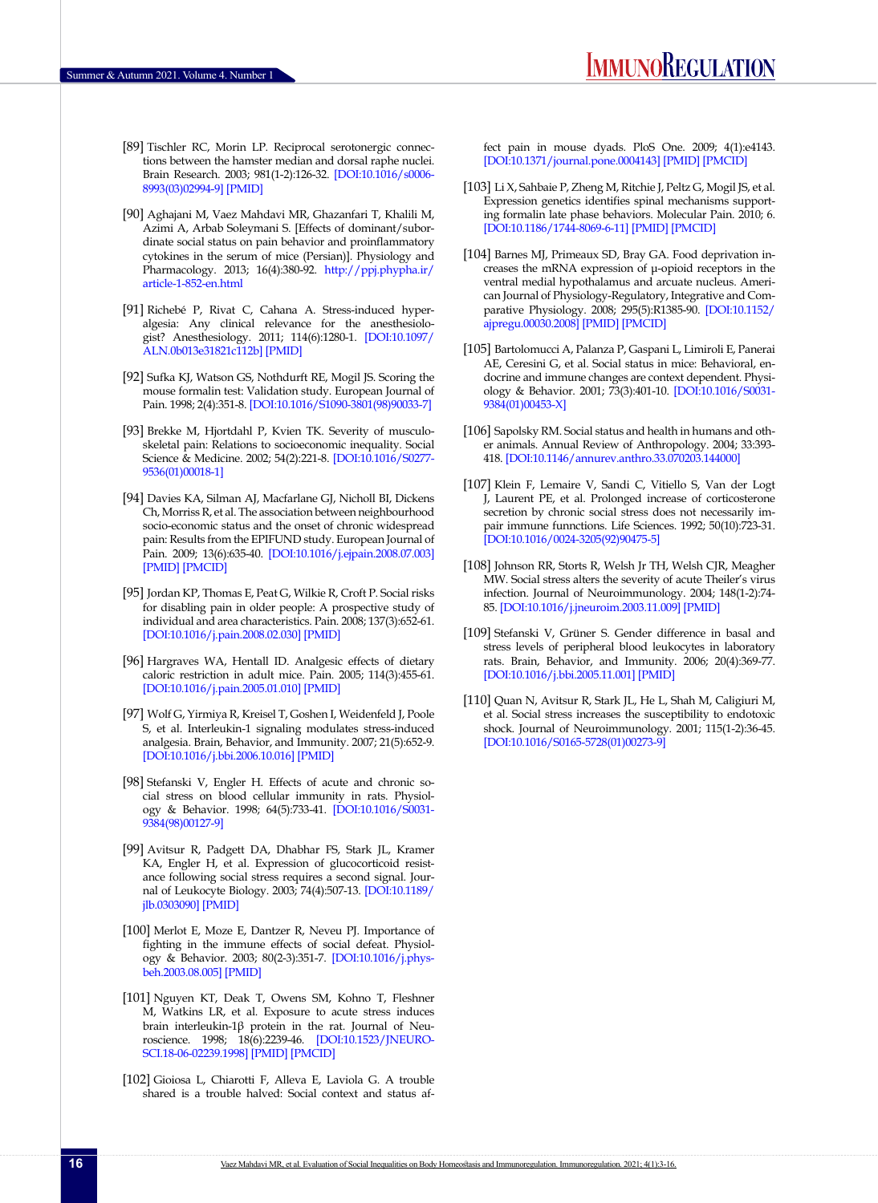[89] Tischler RC, Morin LP. Reciprocal serotonergic connections between the hamster median and dorsal raphe nuclei. Brain Research. 2003; 981(1-2):126-32. [DOI:10.1016/s0006-8993(03)02994-9] [PMID]

[90] Aghajani M, Vaez Mahdavi MR, Ghazanfari T, Khalili M, Azimi A, Arbab Soleymani S. [Effects of dominant/subordinate social status on pain behavior and proinflammatory cytokines in the serum of mice (Persian)]. Physiology and Pharmacology. 2013; 16(4):380-92. http://ppj.phypha.ir/article-1-852-en.html

[91] Richebé P, Rivat C, Cahana A. Stress-induced hyperalgesia: Any clinical relevance for the anesthesiologist? Anesthesiology. 2011; 114(6):1280-1. [DOI:10.1097/ALN.0b013e31821c112b] [PMID]

[92] Sufka KJ, Watson GS, Nothdurft RE, Mogil JS. Scoring the mouse formalin test: Validation study. European Journal of Pain. 1998; 2(4):351-8. [DOI:10.1016/S1090-3801(98)90033-7]

[93] Brekke M, Hjortdahl P, Kvien TK. Severity of musculoskeletal pain: Relations to socioeconomic inequality. Social Science & Medicine. 2002; 54(2):221-8. [DOI:10.1016/S0277-9536(01)00018-1]

[94] Davies KA, Silman AJ, Macfarlane GJ, Nicholl BI, Dickens Ch, Morriss R, et al. The association between neighbourhood socio-economic status and the onset of chronic widespread pain: Results from the EPIFUND study. European Journal of Pain. 2009; 13(6):635-40. [DOI:10.1016/j.ejpain.2008.07.003] [PMID] [PMCID]

[95] Jordan KP, Thomas E, Peat G, Wilkie R, Croft P. Social risks for disabling pain in older people: A prospective study of individual and area characteristics. Pain. 2008; 137(3):652-61. [DOI:10.1016/j.pain.2008.02.030] [PMID]

[96] Hargraves WA, Hentall ID. Analgesic effects of dietary caloric restriction in adult mice. Pain. 2005; 114(3):455-61. [DOI:10.1016/j.pain.2005.01.010] [PMID]

[97] Wolf G, Yirmiya R, Kreisel T, Goshen I, Weidenfeld J, Poole S, et al. Interleukin-1 signaling modulates stress-induced analgesia. Brain, Behavior, and Immunity. 2007; 21(5):652-9. [DOI:10.1016/j.bbi.2006.10.016] [PMID]

[98] Stefanski V, Engler H. Effects of acute and chronic social stress on blood cellular immunity in rats. Physiology & Behavior. 1998; 64(5):733-41. [DOI:10.1016/S0031-9384(98)00127-9]

[99] Avitsur R, Padgett DA, Dhabhar FS, Stark JL, Kramer KA, Engler H, et al. Expression of glucocorticoid resistance following social stress requires a second signal. Journal of Leukocyte Biology. 2003; 74(4):507-13. [DOI:10.1189/jlb.0303090] [PMID]

[100] Merlot E, Moze E, Dantzer R, Neveu PJ. Importance of fighting in the immune effects of social defeat. Physiology & Behavior. 2003; 80(2-3):351-7. [DOI:10.1016/j.physbeh.2003.08.005] [PMID]

[101] Nguyen KT, Deak T, Owens SM, Kohno T, Fleshner M, Watkins LR, et al. Exposure to acute stress induces brain interleukin-1β protein in the rat. Journal of Neuroscience. 1998; 18(6):2239-46. [DOI:10.1523/JNEUROSCI.18-06-02239.1998] [PMID] [PMCID]

[102] Gioiosa L, Chiarotti F, Alleva E, Laviola G. A trouble shared is a trouble halved: Social context and status affect pain in mouse dyads. PloS One. 2009; 4(1):e4143. [DOI:10.1371/journal.pone.0004143] [PMID] [PMCID]

[103] Li X, Sahbaie P, Zheng M, Ritchie J, Peltz G, Mogil JS, et al. Expression genetics identifies spinal mechanisms supporting formalin late phase behaviors. Molecular Pain. 2010; 6. [DOI:10.1186/1744-8069-6-11] [PMID] [PMCID]

[104] Barnes MJ, Primeaux SD, Bray GA. Food deprivation increases the mRNA expression of μ-opioid receptors in the ventral medial hypothalamus and arcuate nucleus. American Journal of Physiology-Regulatory, Integrative and Comparative Physiology. 2008; 295(5):R1385-90. [DOI:10.1152/ajpregu.00030.2008] [PMID] [PMCID]

[105] Bartolomucci A, Palanza P, Gaspani L, Limiroli E, Panerai AE, Ceresini G, et al. Social status in mice: Behavioral, endocrine and immune changes are context dependent. Physiology & Behavior. 2001; 73(3):401-10. [DOI:10.1016/S0031-9384(01)00453-X]

[106] Sapolsky RM. Social status and health in humans and other animals. Annual Review of Anthropology. 2004; 33:393-418. [DOI:10.1146/annurev.anthro.33.070203.144000]

[107] Klein F, Lemaire V, Sandi C, Vitiello S, Van der Logt J, Laurent PE, et al. Prolonged increase of corticosterone secretion by chronic social stress does not necessarily impair immune funnctions. Life Sciences. 1992; 50(10):723-31. [DOI:10.1016/0024-3205(92)90475-5]

[108] Johnson RR, Storts R, Welsh Jr TH, Welsh CJR, Meagher MW. Social stress alters the severity of acute Theiler's virus infection. Journal of Neuroimmunology. 2004; 148(1-2):74-85. [DOI:10.1016/j.jneuroim.2003.11.009] [PMID]

[109] Stefanski V, Grüner S. Gender difference in basal and stress levels of peripheral blood leukocytes in laboratory rats. Brain, Behavior, and Immunity. 2006; 20(4):369-77. [DOI:10.1016/j.bbi.2005.11.001] [PMID]

[110] Quan N, Avitsur R, Stark JL, He L, Shah M, Caligiuri M, et al. Social stress increases the susceptibility to endotoxic shock. Journal of Neuroimmunology. 2001; 115(1-2):36-45. [DOI:10.1016/S0165-5728(01)00273-9]